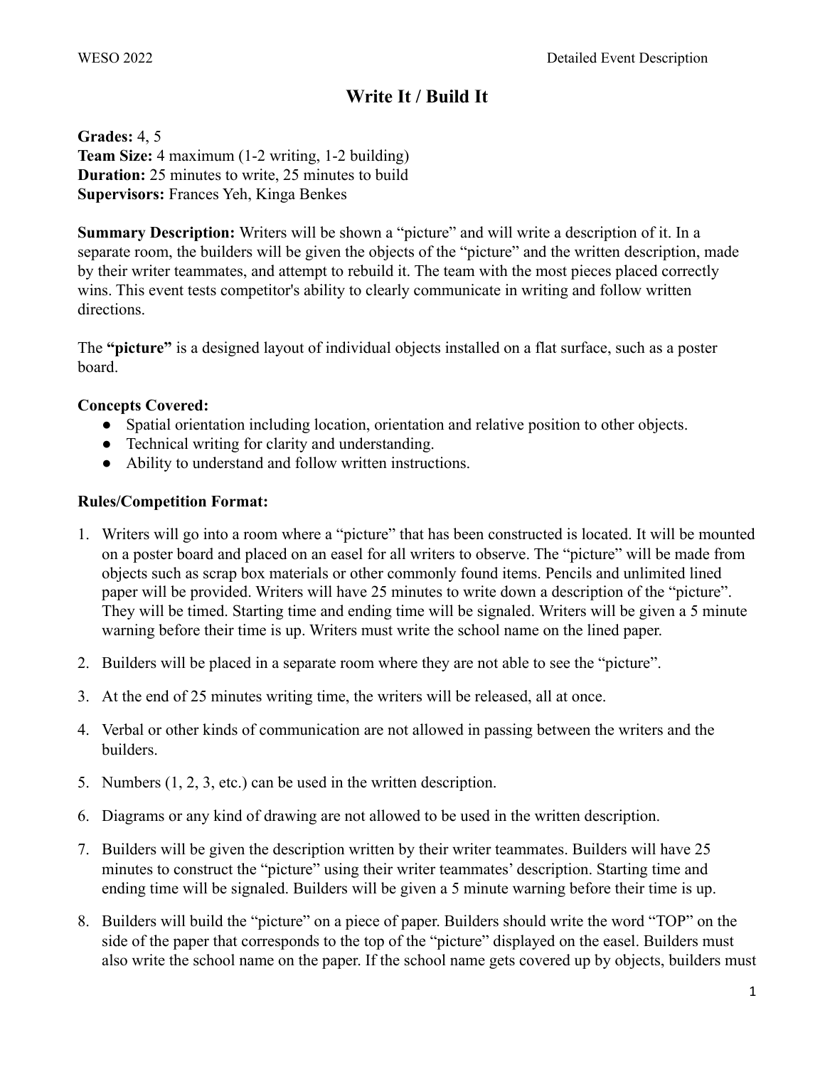# Write It / Build It

**Grades:** 4, 5
**Team Size:** 4 maximum (1-2 writing, 1-2 building)
**Duration:** 25 minutes to write, 25 minutes to build
**Supervisors:** Frances Yeh, Kinga Benkes

**Summary Description:** Writers will be shown a "picture" and will write a description of it. In a separate room, the builders will be given the objects of the "picture" and the written description, made by their writer teammates, and attempt to rebuild it. The team with the most pieces placed correctly wins. This event tests competitor's ability to clearly communicate in writing and follow written directions.

The **"picture"** is a designed layout of individual objects installed on a flat surface, such as a poster board.

**Concepts Covered:**

- Spatial orientation including location, orientation and relative position to other objects.
- Technical writing for clarity and understanding.
- Ability to understand and follow written instructions.

**Rules/Competition Format:**

1. Writers will go into a room where a "picture" that has been constructed is located. It will be mounted on a poster board and placed on an easel for all writers to observe. The "picture" will be made from objects such as scrap box materials or other commonly found items. Pencils and unlimited lined paper will be provided. Writers will have 25 minutes to write down a description of the "picture". They will be timed. Starting time and ending time will be signaled. Writers will be given a 5 minute warning before their time is up. Writers must write the school name on the lined paper.
2. Builders will be placed in a separate room where they are not able to see the "picture".
3. At the end of 25 minutes writing time, the writers will be released, all at once.
4. Verbal or other kinds of communication are not allowed in passing between the writers and the builders.
5. Numbers (1, 2, 3, etc.) can be used in the written description.
6. Diagrams or any kind of drawing are not allowed to be used in the written description.
7. Builders will be given the description written by their writer teammates. Builders will have 25 minutes to construct the "picture" using their writer teammates' description. Starting time and ending time will be signaled. Builders will be given a 5 minute warning before their time is up.
8. Builders will build the "picture" on a piece of paper. Builders should write the word "TOP" on the side of the paper that corresponds to the top of the "picture" displayed on the easel. Builders must also write the school name on the paper. If the school name gets covered up by objects, builders must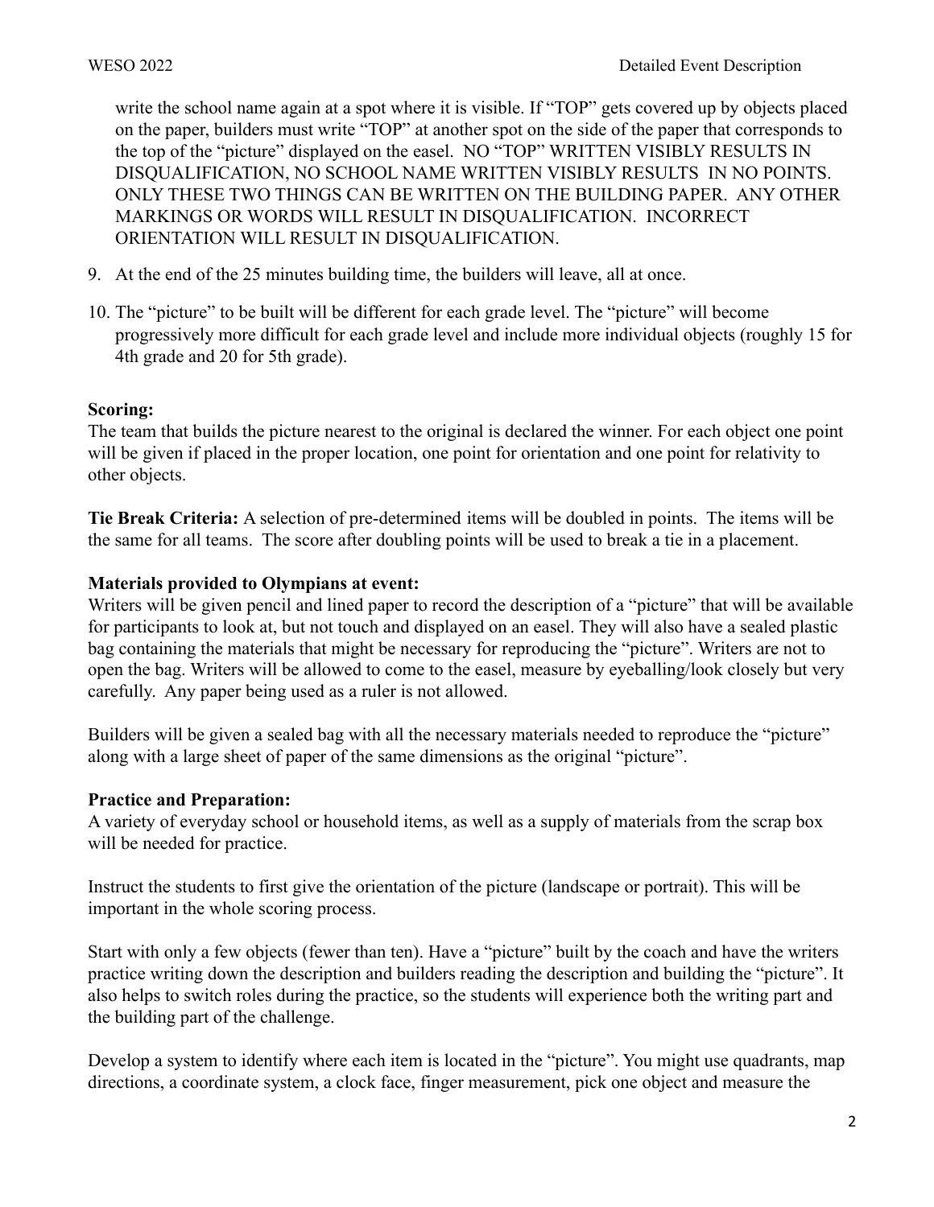write the school name again at a spot where it is visible. If "TOP" gets covered up by objects placed on the paper, builders must write "TOP" at another spot on the side of the paper that corresponds to the top of the "picture" displayed on the easel. NO "TOP" WRITTEN VISIBLY RESULTS IN DISQUALIFICATION, NO SCHOOL NAME WRITTEN VISIBLY RESULTS IN NO POINTS. ONLY THESE TWO THINGS CAN BE WRITTEN ON THE BUILDING PAPER. ANY OTHER MARKINGS OR WORDS WILL RESULT IN DISQUALIFICATION. INCORRECT ORIENTATION WILL RESULT IN DISQUALIFICATION.

9. At the end of the 25 minutes building time, the builders will leave, all at once.
10. The "picture" to be built will be different for each grade level. The "picture" will become progressively more difficult for each grade level and include more individual objects (roughly 15 for 4th grade and 20 for 5th grade).

**Scoring:**
The team that builds the picture nearest to the original is declared the winner. For each object one point will be given if placed in the proper location, one point for orientation and one point for relativity to other objects.

**Tie Break Criteria:** A selection of pre-determined items will be doubled in points. The items will be the same for all teams. The score after doubling points will be used to break a tie in a placement.

**Materials provided to Olympians at event:**
Writers will be given pencil and lined paper to record the description of a "picture" that will be available for participants to look at, but not touch and displayed on an easel. They will also have a sealed plastic bag containing the materials that might be necessary for reproducing the "picture". Writers are not to open the bag. Writers will be allowed to come to the easel, measure by eyeballing/look closely but very carefully. Any paper being used as a ruler is not allowed.

Builders will be given a sealed bag with all the necessary materials needed to reproduce the "picture" along with a large sheet of paper of the same dimensions as the original "picture".

**Practice and Preparation:**
A variety of everyday school or household items, as well as a supply of materials from the scrap box will be needed for practice.

Instruct the students to first give the orientation of the picture (landscape or portrait). This will be important in the whole scoring process.

Start with only a few objects (fewer than ten). Have a "picture" built by the coach and have the writers practice writing down the description and builders reading the description and building the "picture". It also helps to switch roles during the practice, so the students will experience both the writing part and the building part of the challenge.

Develop a system to identify where each item is located in the "picture". You might use quadrants, map directions, a coordinate system, a clock face, finger measurement, pick one object and measure the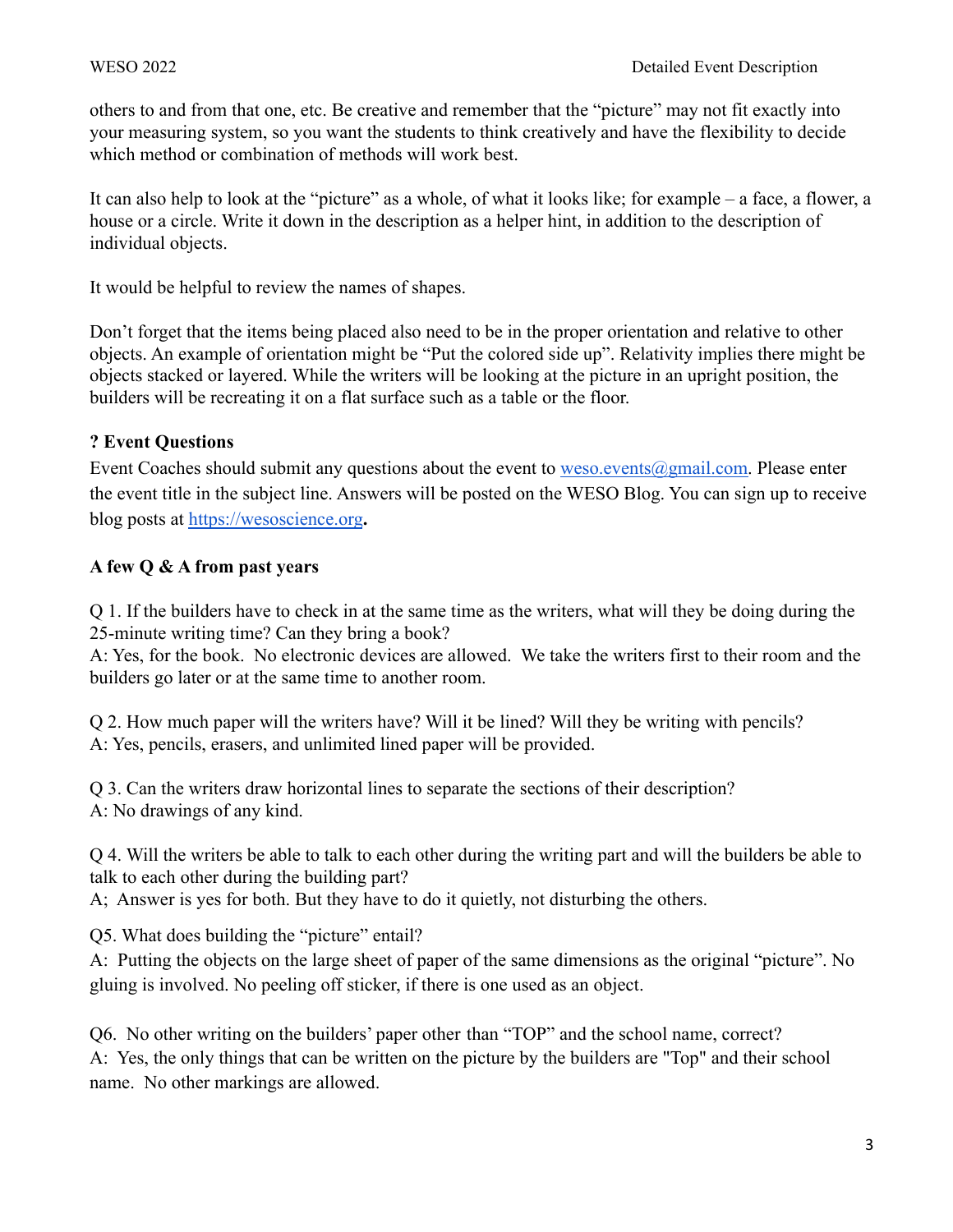others to and from that one, etc. Be creative and remember that the "picture" may not fit exactly into your measuring system, so you want the students to think creatively and have the flexibility to decide which method or combination of methods will work best.

It can also help to look at the "picture" as a whole, of what it looks like; for example – a face, a flower, a house or a circle. Write it down in the description as a helper hint, in addition to the description of individual objects.

It would be helpful to review the names of shapes.

Don't forget that the items being placed also need to be in the proper orientation and relative to other objects. An example of orientation might be "Put the colored side up". Relativity implies there might be objects stacked or layered. While the writers will be looking at the picture in an upright position, the builders will be recreating it on a flat surface such as a table or the floor.

**? Event Questions**

Event Coaches should submit any questions about the event to weso.events@gmail.com. Please enter the event title in the subject line. Answers will be posted on the WESO Blog. You can sign up to receive blog posts at https://wesoscience.org**.**

**A few Q & A from past years**

Q 1. If the builders have to check in at the same time as the writers, what will they be doing during the 25-minute writing time? Can they bring a book?
A: Yes, for the book.  No electronic devices are allowed.  We take the writers first to their room and the builders go later or at the same time to another room.

Q 2. How much paper will the writers have? Will it be lined? Will they be writing with pencils?
A: Yes, pencils, erasers, and unlimited lined paper will be provided.

Q 3. Can the writers draw horizontal lines to separate the sections of their description?
A: No drawings of any kind.

Q 4. Will the writers be able to talk to each other during the writing part and will the builders be able to talk to each other during the building part?
A;  Answer is yes for both. But they have to do it quietly, not disturbing the others.

Q5. What does building the "picture" entail?
A:  Putting the objects on the large sheet of paper of the same dimensions as the original "picture". No gluing is involved. No peeling off sticker, if there is one used as an object.

Q6.  No other writing on the builders' paper other than "TOP" and the school name, correct?
A:  Yes, the only things that can be written on the picture by the builders are "Top" and their school name.  No other markings are allowed.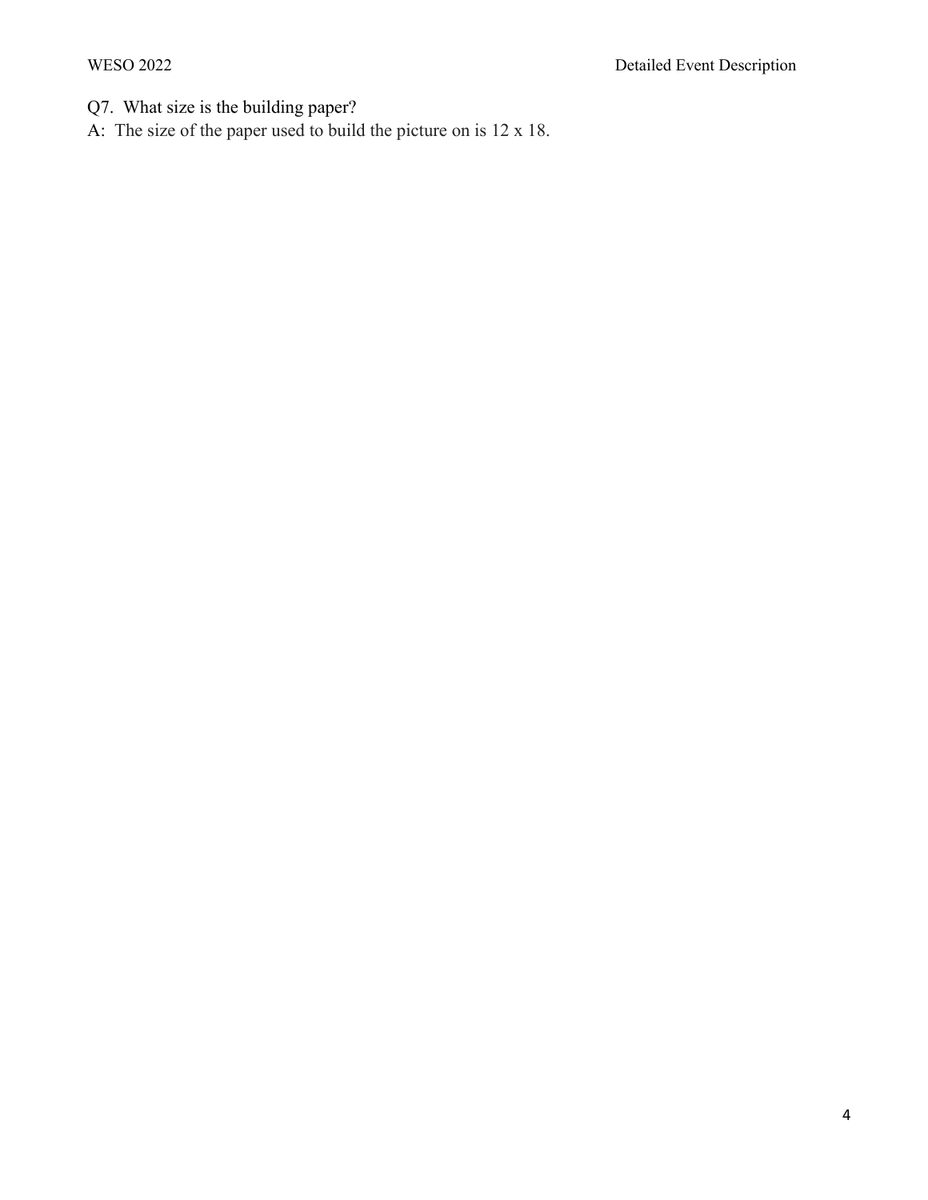Q7. What size is the building paper?

A: The size of the paper used to build the picture on is 12 x 18.